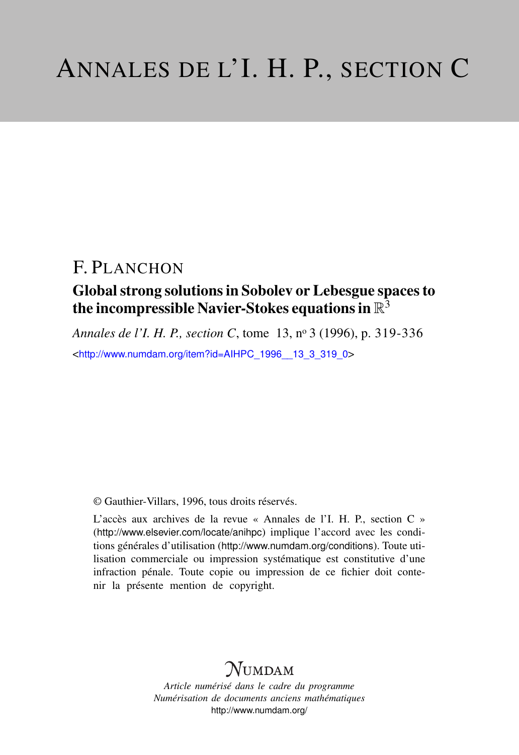# ANNALES DE L'I. H. P., SECTION C

## F. PLANCHON

### Global strong solutions in Sobolev or Lebesgue spaces to the incompressible Navier-Stokes equations in $\mathbb{R}^3$

*Annales de l'I. H. P., section C*, tome 13, nº 3 (1996), p. 319-336

<http://www.numdam.org/item?id=AIHPC_1996__13_3_319_0>

© Gauthier-Villars, 1996, tous droits réservés.

L'accès aux archives de la revue « Annales de l'I. H. P., section C » (http://www.elsevier.com/locate/anihpc) implique l'accord avec les conditions générales d'utilisation (http://www.numdam.org/conditions). Toute utilisation commerciale ou impression systématique est constitutive d'une infraction pénale. Toute copie ou impression de ce fichier doit contenir la présente mention de copyright.

NUMDAM

*Article numérisé dans le cadre du programme Numérisation de documents anciens mathématiques*
http://www.numdam.org/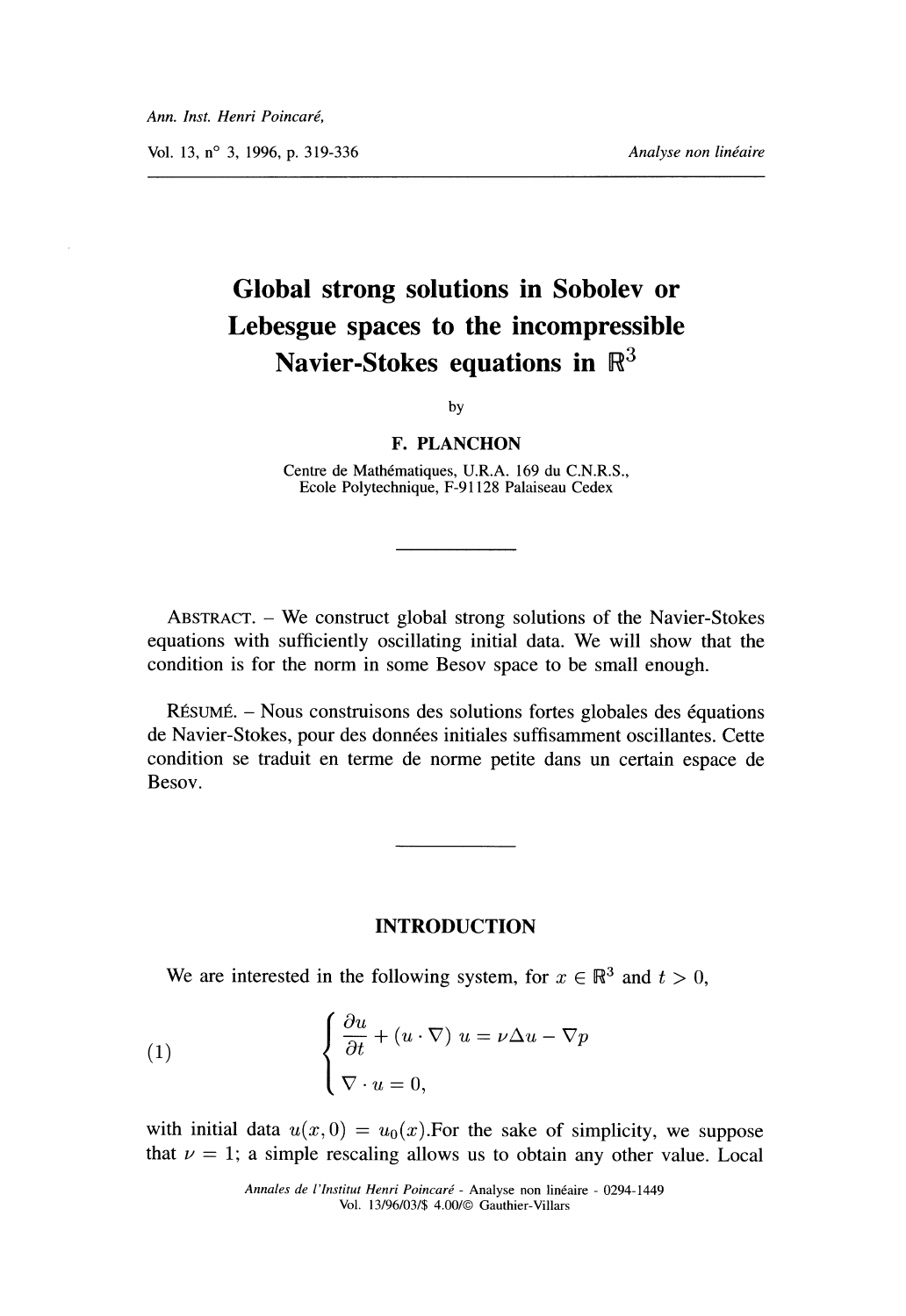# Global strong solutions in Sobolev or Lebesgue spaces to the incompressible Navier-Stokes equations in $\mathbb{R}^3$

by

**F. PLANCHON**

Centre de Mathématiques, U.R.A. 169 du C.N.R.S.,
Ecole Polytechnique, F-91128 Palaiseau Cedex

---

ABSTRACT. – We construct global strong solutions of the Navier-Stokes equations with sufficiently oscillating initial data. We will show that the condition is for the norm in some Besov space to be small enough.

RÉSUMÉ. – Nous construisons des solutions fortes globales des équations de Navier-Stokes, pour des données initiales suffisamment oscillantes. Cette condition se traduit en terme de norme petite dans un certain espace de Besov.

---

## INTRODUCTION

We are interested in the following system, for $x \in \mathbb{R}^3$ and $t > 0$,

$$
\begin{cases} \dfrac{\partial u}{\partial t} + (u \cdot \nabla)\, u = \nu \Delta u - \nabla p \\ \nabla \cdot u = 0, \end{cases} \tag{1}
$$

with initial data $u(x, 0) = u_0(x)$.For the sake of simplicity, we suppose that $\nu = 1$; a simple rescaling allows us to obtain any other value. Local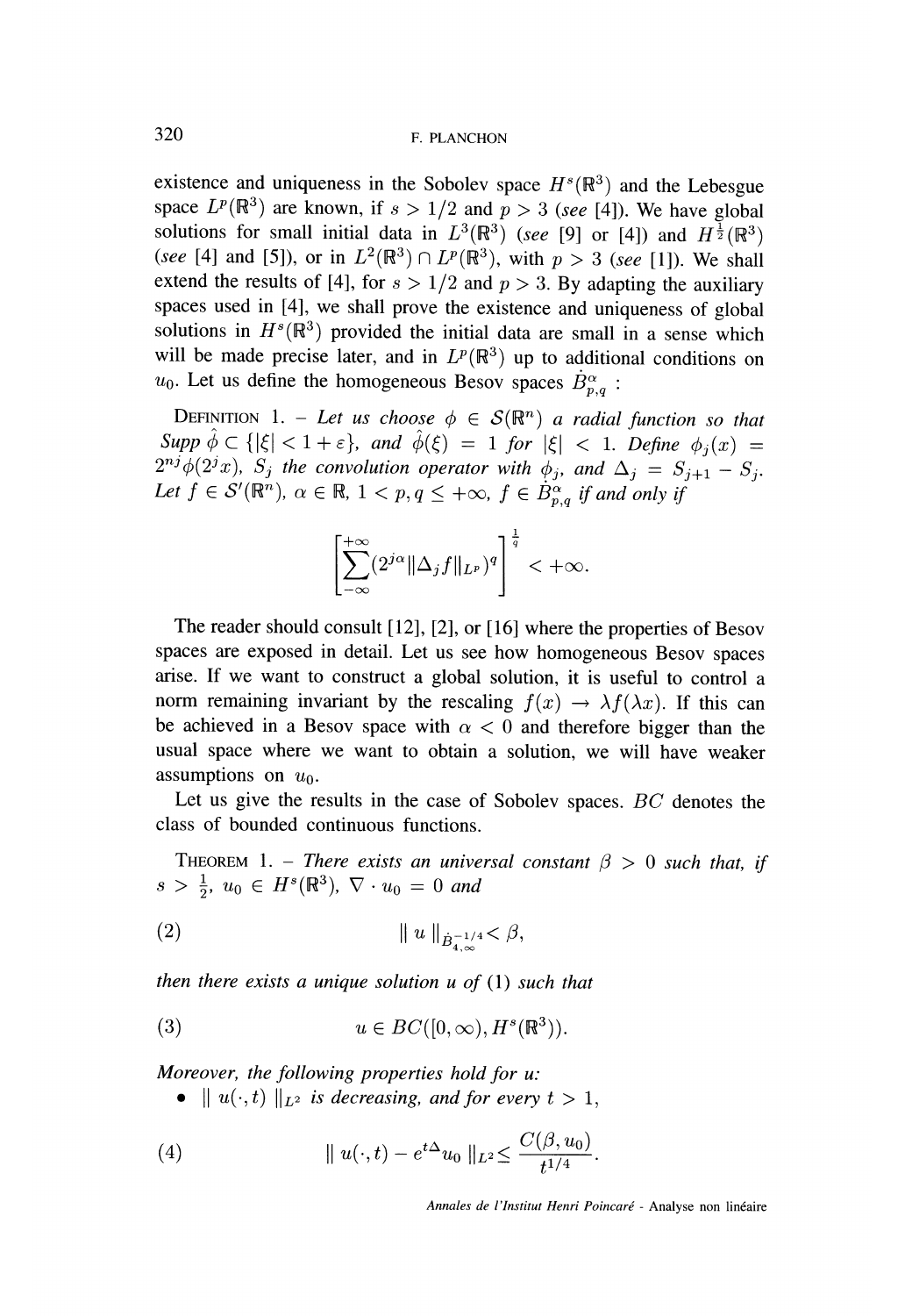existence and uniqueness in the Sobolev space $H^s(\mathbb{R}^3)$ and the Lebesgue space $L^p(\mathbb{R}^3)$ are known, if $s > 1/2$ and $p > 3$ (*see* [4]). We have global solutions for small initial data in $L^3(\mathbb{R}^3)$ (*see* [9] or [4]) and $H^{\frac{1}{2}}(\mathbb{R}^3)$ (*see* [4] and [5]), or in $L^2(\mathbb{R}^3) \cap L^p(\mathbb{R}^3)$, with $p > 3$ (*see* [1]). We shall extend the results of [4], for $s > 1/2$ and $p > 3$. By adapting the auxiliary spaces used in [4], we shall prove the existence and uniqueness of global solutions in $H^s(\mathbb{R}^3)$ provided the initial data are small in a sense which will be made precise later, and in $L^p(\mathbb{R}^3)$ up to additional conditions on $u_0$. Let us define the homogeneous Besov spaces $\dot{B}^{\alpha}_{p,q}$ :

DEFINITION 1. – *Let us choose $\phi \in \mathcal{S}(\mathbb{R}^n)$ a radial function so that $Supp\, \hat{\phi} \subset \{|\xi| < 1 + \varepsilon\}$, and $\hat{\phi}(\xi) = 1$ for $|\xi| < 1$. Define $\phi_j(x) = 2^{nj}\phi(2^j x)$, $S_j$ the convolution operator with $\phi_j$, and $\Delta_j = S_{j+1} - S_j$. Let $f \in \mathcal{S}'(\mathbb{R}^n)$, $\alpha \in \mathbb{R}$, $1 < p, q \leq +\infty$, $f \in \dot{B}^{\alpha}_{p,q}$ if and only if*

$$\left[\sum_{-\infty}^{+\infty}(2^{j\alpha}\|\Delta_j f\|_{L^p})^q\right]^{\frac{1}{q}} < +\infty.$$

The reader should consult [12], [2], or [16] where the properties of Besov spaces are exposed in detail. Let us see how homogeneous Besov spaces arise. If we want to construct a global solution, it is useful to control a norm remaining invariant by the rescaling $f(x) \to \lambda f(\lambda x)$. If this can be achieved in a Besov space with $\alpha < 0$ and therefore bigger than the usual space where we want to obtain a solution, we will have weaker assumptions on $u_0$.

Let us give the results in the case of Sobolev spaces. $BC$ denotes the class of bounded continuous functions.

THEOREM 1. – *There exists an universal constant $\beta > 0$ such that, if $s > \frac{1}{2}$, $u_0 \in H^s(\mathbb{R}^3)$, $\nabla \cdot u_0 = 0$ and*

$$\| u \|_{\dot{B}^{-1/4}_{4,\infty}} < \beta, \tag{2}$$

*then there exists a unique solution $u$ of* (1) *such that*

$$u \in BC([0,\infty), H^s(\mathbb{R}^3)). \tag{3}$$

*Moreover, the following properties hold for $u$:*

- *$\| u(\cdot,t) \|_{L^2}$ is decreasing, and for every $t > 1$,*

$$\| u(\cdot,t) - e^{t\Delta}u_0 \|_{L^2} \leq \frac{C(\beta, u_0)}{t^{1/4}}. \tag{4}$$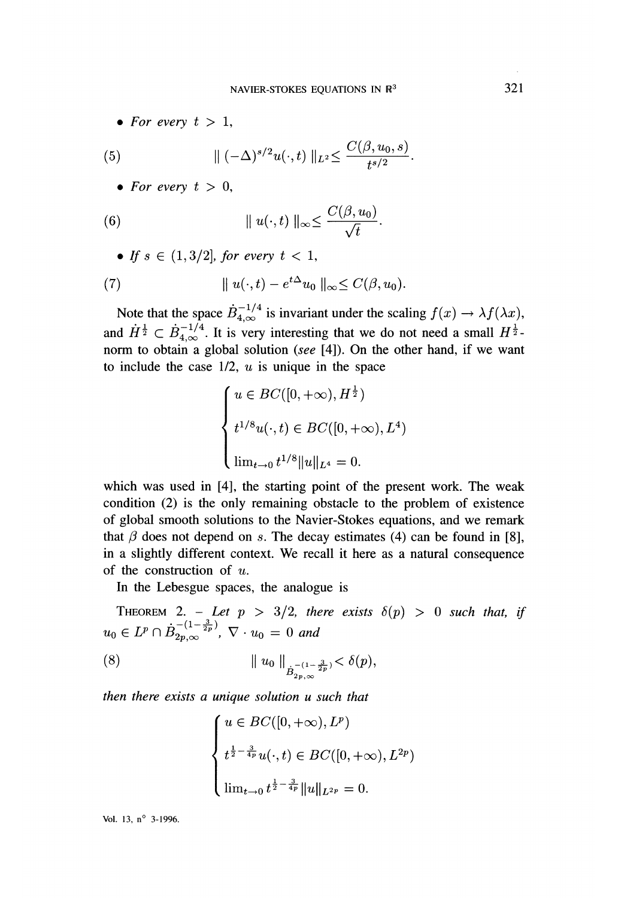- *For every* $t > 1$,

$$\| (-\Delta)^{s/2} u(\cdot, t) \|_{L^2} \leq \frac{C(\beta, u_0, s)}{t^{s/2}}. \tag{5}$$

- *For every* $t > 0$,

$$\| u(\cdot, t) \|_\infty \leq \frac{C(\beta, u_0)}{\sqrt{t}}. \tag{6}$$

- *If* $s \in (1, 3/2]$, *for every* $t < 1$,

$$\| u(\cdot, t) - e^{t\Delta} u_0 \|_\infty \leq C(\beta, u_0). \tag{7}$$

Note that the space $\dot{B}^{-1/4}_{4,\infty}$ is invariant under the scaling $f(x) \to \lambda f(\lambda x)$, and $\dot{H}^{\frac{1}{2}} \subset \dot{B}^{-1/4}_{4,\infty}$. It is very interesting that we do not need a small $H^{\frac{1}{2}}$-norm to obtain a global solution (*see* [4]). On the other hand, if we want to include the case 1/2, $u$ is unique in the space

$$\begin{cases} u \in BC([0, +\infty), H^{\frac{1}{2}}) \\ t^{1/8} u(\cdot, t) \in BC([0, +\infty), L^4) \\ \lim_{t \to 0} t^{1/8} \|u\|_{L^4} = 0. \end{cases}$$

which was used in [4], the starting point of the present work. The weak condition (2) is the only remaining obstacle to the problem of existence of global smooth solutions to the Navier-Stokes equations, and we remark that $\beta$ does not depend on $s$. The decay estimates (4) can be found in [8], in a slightly different context. We recall it here as a natural consequence of the construction of $u$.

In the Lebesgue spaces, the analogue is

THEOREM 2. – *Let* $p > 3/2$, *there exists* $\delta(p) > 0$ *such that, if* $u_0 \in L^p \cap \dot{B}^{-(1-\frac{3}{2p})}_{2p,\infty}$, $\nabla \cdot u_0 = 0$ *and*

$$\| u_0 \|_{\dot{B}^{-(1-\frac{3}{2p})}_{2p,\infty}} < \delta(p), \tag{8}$$

*then there exists a unique solution* $u$ *such that*

$$\begin{cases} u \in BC([0, +\infty), L^p) \\ t^{\frac{1}{2} - \frac{3}{4p}} u(\cdot, t) \in BC([0, +\infty), L^{2p}) \\ \lim_{t \to 0} t^{\frac{1}{2} - \frac{3}{4p}} \|u\|_{L^{2p}} = 0. \end{cases}$$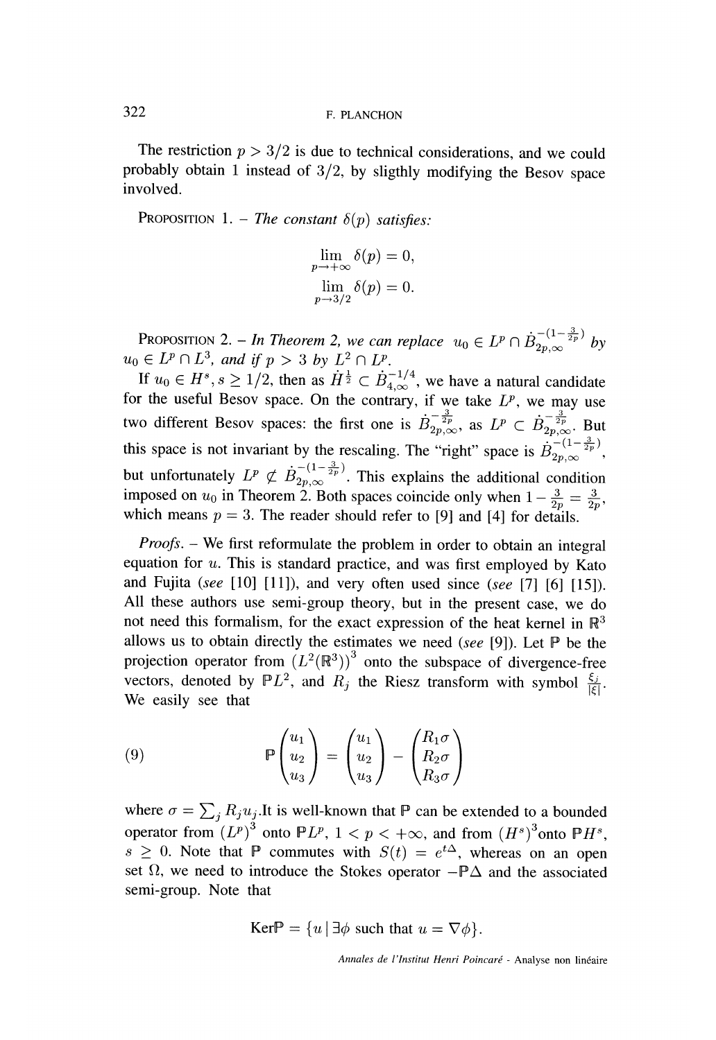The restriction $p > 3/2$ is due to technical considerations, and we could probably obtain 1 instead of $3/2$, by sligthly modifying the Besov space involved.

PROPOSITION 1. – *The constant $\delta(p)$ satisfies:*

$$\lim_{p\to+\infty} \delta(p) = 0,$$
$$\lim_{p\to 3/2} \delta(p) = 0.$$

PROPOSITION 2. – *In Theorem 2, we can replace $u_0 \in L^p \cap \dot{B}_{2p,\infty}^{-(1-\frac{3}{2p})}$ by $u_0 \in L^p \cap L^3$, and if $p > 3$ by $L^2 \cap L^p$.*

If $u_0 \in H^s, s \geq 1/2$, then as $\dot{H}^{\frac{1}{2}} \subset \dot{B}_{4,\infty}^{-1/4}$, we have a natural candidate for the useful Besov space. On the contrary, if we take $L^p$, we may use two different Besov spaces: the first one is $\dot{B}_{2p,\infty}^{-\frac{3}{2p}}$, as $L^p \subset \dot{B}_{2p,\infty}^{-\frac{3}{2p}}$. But this space is not invariant by the rescaling. The "right" space is $\dot{B}_{2p,\infty}^{-(1-\frac{3}{2p})}$, but unfortunately $L^p \not\subset \dot{B}_{2p,\infty}^{-(1-\frac{3}{2p})}$. This explains the additional condition imposed on $u_0$ in Theorem 2. Both spaces coincide only when $1 - \frac{3}{2p} = \frac{3}{2p}$, which means $p = 3$. The reader should refer to [9] and [4] for details.

*Proofs.* – We first reformulate the problem in order to obtain an integral equation for $u$. This is standard practice, and was first employed by Kato and Fujita (*see* [10] [11]), and very often used since (*see* [7] [6] [15]). All these authors use semi-group theory, but in the present case, we do not need this formalism, for the exact expression of the heat kernel in $\mathbb{R}^3$ allows us to obtain directly the estimates we need (*see* [9]). Let $\mathbb{P}$ be the projection operator from $(L^2(\mathbb{R}^3))^3$ onto the subspace of divergence-free vectors, denoted by $\mathbb{P}L^2$, and $R_j$ the Riesz transform with symbol $\frac{\xi_j}{|\xi|}$. We easily see that

$$\mathbb{P}\begin{pmatrix} u_1 \\ u_2 \\ u_3 \end{pmatrix} = \begin{pmatrix} u_1 \\ u_2 \\ u_3 \end{pmatrix} - \begin{pmatrix} R_1\sigma \\ R_2\sigma \\ R_3\sigma \end{pmatrix} \tag{9}$$

where $\sigma = \sum_j R_j u_j$.It is well-known that $\mathbb{P}$ can be extended to a bounded operator from $(L^p)^3$ onto $\mathbb{P}L^p$, $1 < p < +\infty$, and from $(H^s)^3$onto $\mathbb{P}H^s$, $s \geq 0$. Note that $\mathbb{P}$ commutes with $S(t) = e^{t\Delta}$, whereas on an open set $\Omega$, we need to introduce the Stokes operator $-\mathbb{P}\Delta$ and the associated semi-group. Note that

$$\mathrm{Ker}\mathbb{P} = \{u \mid \exists\phi \text{ such that } u = \nabla\phi\}.$$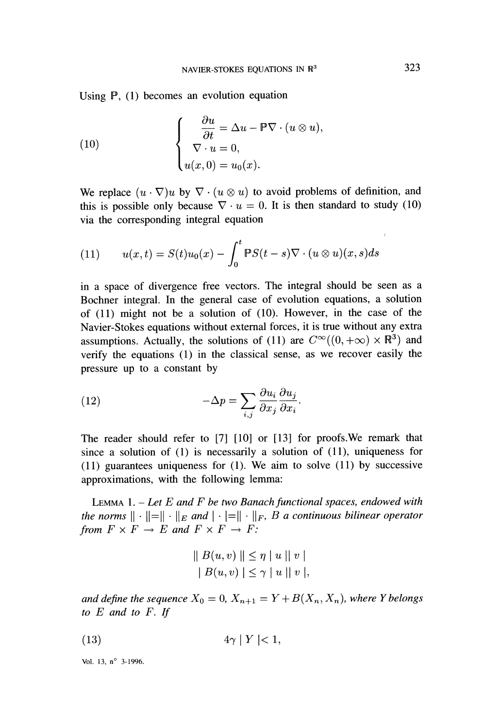Using $\mathbb{P}$, (1) becomes an evolution equation

$$
(10) \qquad \begin{cases} \dfrac{\partial u}{\partial t} = \Delta u - \mathbb{P}\nabla \cdot (u \otimes u), \\ \nabla \cdot u = 0, \\ u(x,0) = u_0(x). \end{cases}
$$

We replace $(u \cdot \nabla)u$ by $\nabla \cdot (u \otimes u)$ to avoid problems of definition, and this is possible only because $\nabla \cdot u = 0$. It is then standard to study (10) via the corresponding integral equation

$$
(11) \qquad u(x,t) = S(t)u_0(x) - \int_0^t \mathbb{P}S(t-s)\nabla \cdot (u \otimes u)(x,s)ds
$$

in a space of divergence free vectors. The integral should be seen as a Bochner integral. In the general case of evolution equations, a solution of (11) might not be a solution of (10). However, in the case of the Navier-Stokes equations without external forces, it is true without any extra assumptions. Actually, the solutions of (11) are $C^\infty((0,+\infty) \times \mathbb{R}^3)$ and verify the equations (1) in the classical sense, as we recover easily the pressure up to a constant by

$$
(12) \qquad -\Delta p = \sum_{i,j} \frac{\partial u_i}{\partial x_j} \frac{\partial u_j}{\partial x_i}.
$$

The reader should refer to [7] [10] or [13] for proofs. We remark that since a solution of (1) is necessarily a solution of (11), uniqueness for (11) guarantees uniqueness for (1). We aim to solve (11) by successive approximations, with the following lemma:

LEMMA 1. – *Let $E$ and $F$ be two Banach functional spaces, endowed with the norms $\| \cdot \| = \| \cdot \|_E$ and $| \cdot | = \| \cdot \|_F$, $B$ a continuous bilinear operator from $F \times F \to E$ and $F \times F \to F$:*

$$
\| B(u,v) \| \leq \eta \mid u \mid\mid v \mid
$$
$$
\mid B(u,v) \mid \leq \gamma \mid u \mid\mid v \mid,
$$

*and define the sequence $X_0 = 0$, $X_{n+1} = Y + B(X_n, X_n)$, where $Y$ belongs to $E$ and to $F$. If*

$$
(13) \qquad 4\gamma \mid Y \mid < 1,
$$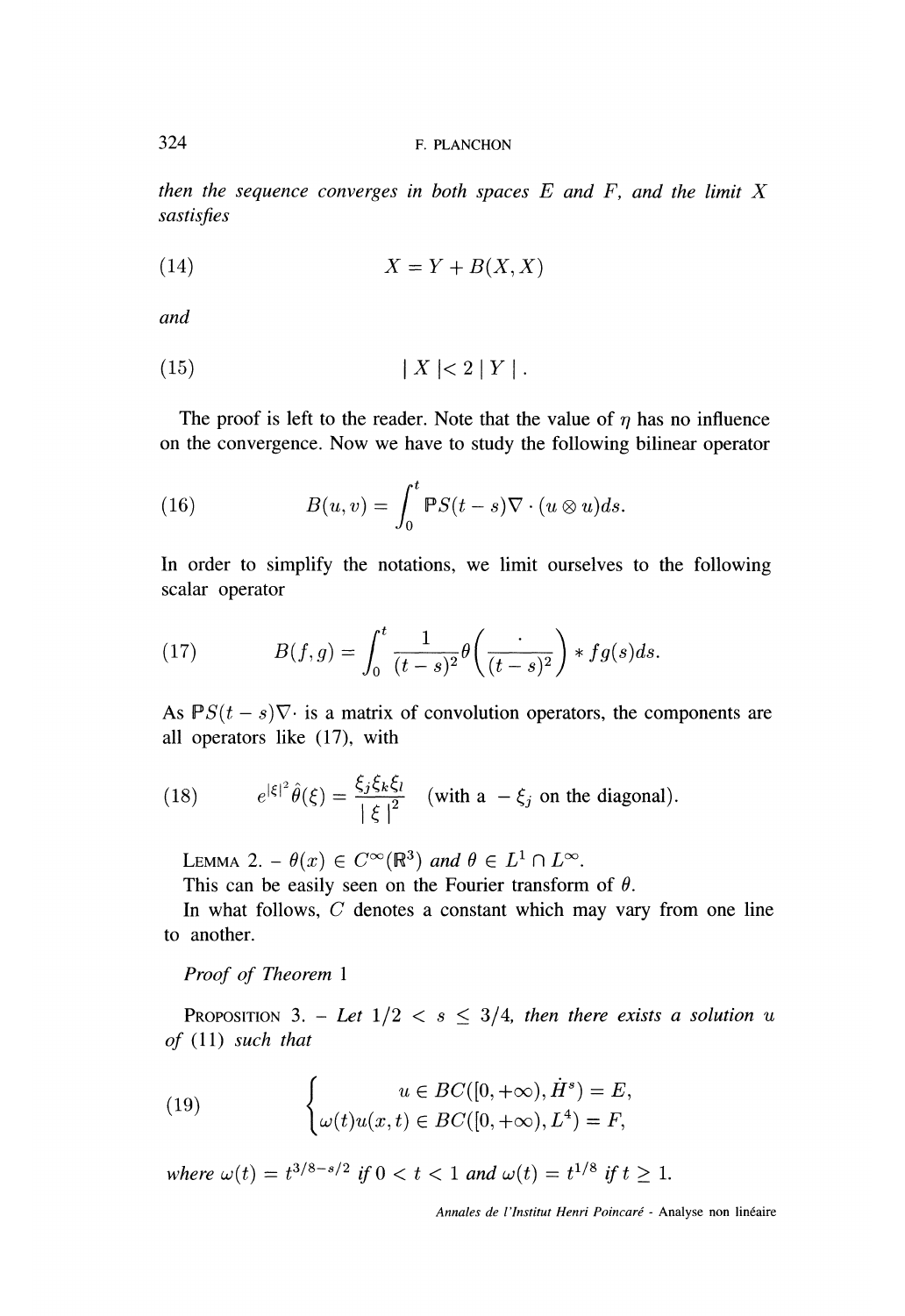*then the sequence converges in both spaces $E$ and $F$, and the limit $X$ sastisfies*

$$X = Y + B(X, X) \tag{14}$$

*and*

$$| X | < 2 | Y | . \tag{15}$$

The proof is left to the reader. Note that the value of $\eta$ has no influence on the convergence. Now we have to study the following bilinear operator

$$B(u, v) = \int_0^t \mathbb{P} S(t-s) \nabla \cdot (u \otimes u) ds. \tag{16}$$

In order to simplify the notations, we limit ourselves to the following scalar operator

$$B(f, g) = \int_0^t \frac{1}{(t-s)^2} \theta\left(\frac{\cdot}{(t-s)^2}\right) * fg(s) ds. \tag{17}$$

As $\mathbb{P}S(t-s)\nabla\cdot$ is a matrix of convolution operators, the components are all operators like (17), with

$$e^{|\xi|^2} \hat{\theta}(\xi) = \frac{\xi_j \xi_k \xi_l}{|\xi|^2} \quad \text{(with a } -\xi_j \text{ on the diagonal)}. \tag{18}$$

Lemma 2. – *$\theta(x) \in C^\infty(\mathbb{R}^3)$ and $\theta \in L^1 \cap L^\infty$.*

This can be easily seen on the Fourier transform of $\theta$.

In what follows, $C$ denotes a constant which may vary from one line to another.

*Proof of Theorem* 1

Proposition 3. – *Let $1/2 < s \leq 3/4$, then there exists a solution $u$ of* (11) *such that*

$$\left\{ \begin{array}{c} u \in BC([0, +\infty), \dot{H}^s) = E, \\ \omega(t) u(x, t) \in BC([0, +\infty), L^4) = F, \end{array} \right. \tag{19}$$

*where $\omega(t) = t^{3/8 - s/2}$ if $0 < t < 1$ and $\omega(t) = t^{1/8}$ if $t \geq 1$.*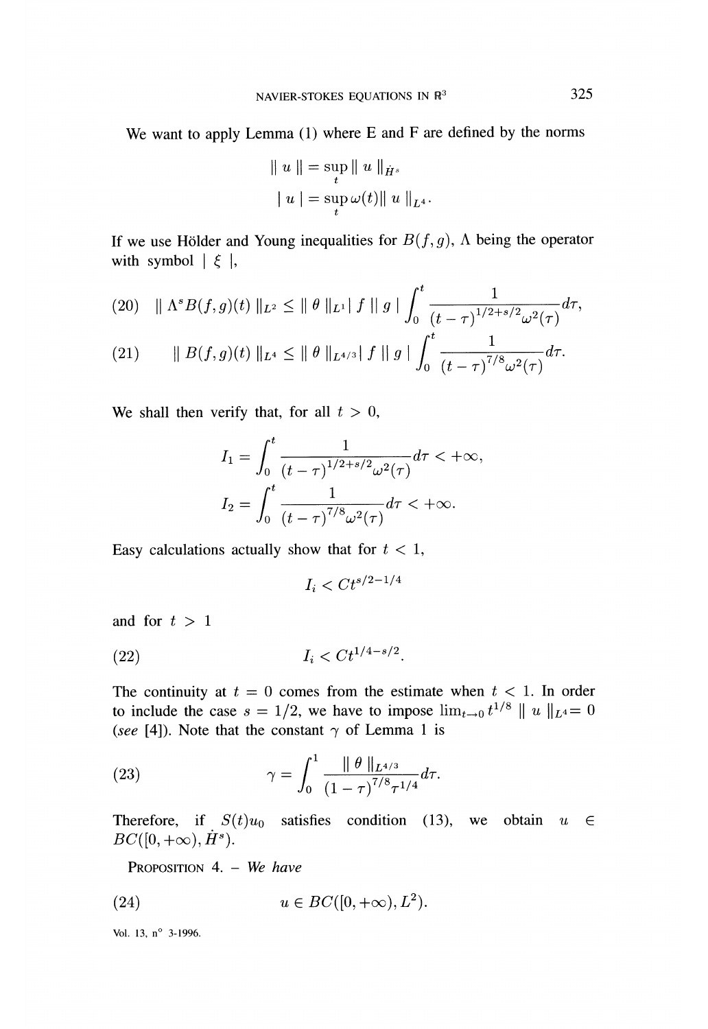We want to apply Lemma (1) where E and F are defined by the norms

$$\| u \| = \sup_t \| u \|_{\dot{H}^s}$$

$$| u | = \sup_t \omega(t) \| u \|_{L^4}.$$

If we use Hölder and Young inequalities for $B(f, g)$, $\Lambda$ being the operator with symbol $| \xi |$,

$$\| \Lambda^s B(f,g)(t) \|_{L^2} \leq \| \theta \|_{L^1} | f | | g | \int_0^t \frac{1}{(t-\tau)^{1/2+s/2} \omega^2(\tau)} d\tau, \tag{20}$$

$$\| B(f,g)(t) \|_{L^4} \leq \| \theta \|_{L^{4/3}} | f | | g | \int_0^t \frac{1}{(t-\tau)^{7/8} \omega^2(\tau)} d\tau. \tag{21}$$

We shall then verify that, for all $t > 0$,

$$I_1 = \int_0^t \frac{1}{(t-\tau)^{1/2+s/2} \omega^2(\tau)} d\tau < +\infty,$$

$$I_2 = \int_0^t \frac{1}{(t-\tau)^{7/8} \omega^2(\tau)} d\tau < +\infty.$$

Easy calculations actually show that for $t < 1$,

$$I_i < C t^{s/2 - 1/4}$$

and for $t > 1$

$$I_i < C t^{1/4 - s/2}. \tag{22}$$

The continuity at $t = 0$ comes from the estimate when $t < 1$. In order to include the case $s = 1/2$, we have to impose $\lim_{t \to 0} t^{1/8} \| u \|_{L^4} = 0$ (*see* [4]). Note that the constant $\gamma$ of Lemma 1 is

$$\gamma = \int_0^1 \frac{\| \theta \|_{L^{4/3}}}{(1-\tau)^{7/8} \tau^{1/4}} d\tau. \tag{23}$$

Therefore, if $S(t)u_0$ satisfies condition (13), we obtain $u \in BC([0, +\infty), \dot{H}^s)$.

PROPOSITION 4. – *We have*

$$u \in BC([0, +\infty), L^2). \tag{24}$$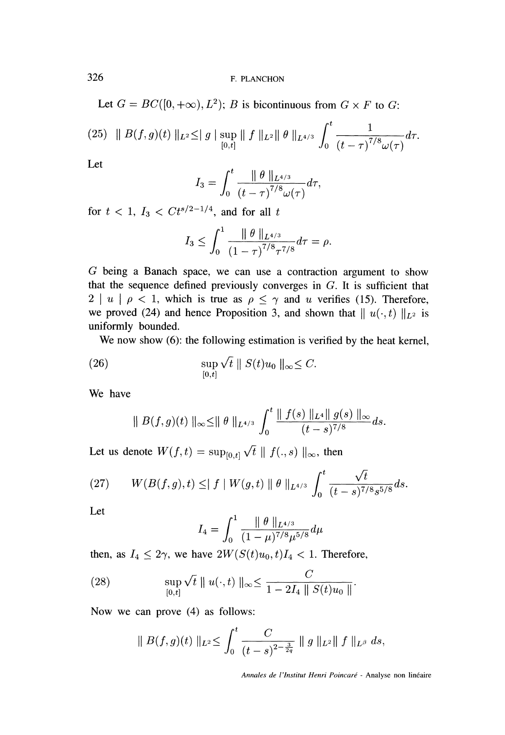Let $G = BC([0, +\infty), L^2)$; $B$ is bicontinuous from $G \times F$ to $G$:

$$\| B(f,g)(t) \|_{L^2} \leq | g | \sup_{[0,t]} \| f \|_{L^2} \| \theta \|_{L^{4/3}} \int_0^t \frac{1}{(t-\tau)^{7/8}\omega(\tau)} d\tau. \tag{25}$$

Let

$$I_3 = \int_0^t \frac{\| \theta \|_{L^{4/3}}}{(t-\tau)^{7/8}\omega(\tau)} d\tau,$$

for $t < 1$, $I_3 < Ct^{s/2-1/4}$, and for all $t$

$$I_3 \leq \int_0^1 \frac{\| \theta \|_{L^{4/3}}}{(1-\tau)^{7/8}\tau^{7/8}} d\tau = \rho.$$

$G$ being a Banach space, we can use a contraction argument to show that the sequence defined previously converges in $G$. It is sufficient that $2 \mid u \mid \rho < 1$, which is true as $\rho \leq \gamma$ and $u$ verifies (15). Therefore, we proved (24) and hence Proposition 3, and shown that $\| u(\cdot, t) \|_{L^2}$ is uniformly bounded.

We now show (6): the following estimation is verified by the heat kernel,

$$\sup_{[0,t]} \sqrt{t} \| S(t)u_0 \|_\infty \leq C. \tag{26}$$

We have

$$\| B(f,g)(t) \|_\infty \leq \| \theta \|_{L^{4/3}} \int_0^t \frac{\| f(s) \|_{L^4} \| g(s) \|_\infty}{(t-s)^{7/8}} ds.$$

Let us denote $W(f,t) = \sup_{[0,t]} \sqrt{t} \| f(.,s) \|_\infty$, then

$$W(B(f,g),t) \leq | f | \, W(g,t) \| \theta \|_{L^{4/3}} \int_0^t \frac{\sqrt{t}}{(t-s)^{7/8}s^{5/8}} ds. \tag{27}$$

Let

$$I_4 = \int_0^1 \frac{\| \theta \|_{L^{4/3}}}{(1-\mu)^{7/8}\mu^{5/8}} d\mu$$

then, as $I_4 \leq 2\gamma$, we have $2W(S(t)u_0, t)I_4 < 1$. Therefore,

$$\sup_{[0,t]} \sqrt{t} \| u(\cdot, t) \|_\infty \leq \frac{C}{1 - 2I_4 \| S(t)u_0 \|}. \tag{28}$$

Now we can prove (4) as follows:

$$\| B(f,g)(t) \|_{L^2} \leq \int_0^t \frac{C}{(t-s)^{2-\frac{3}{2q}}} \| g \|_{L^2} \| f \|_{L^\beta} \, ds,$$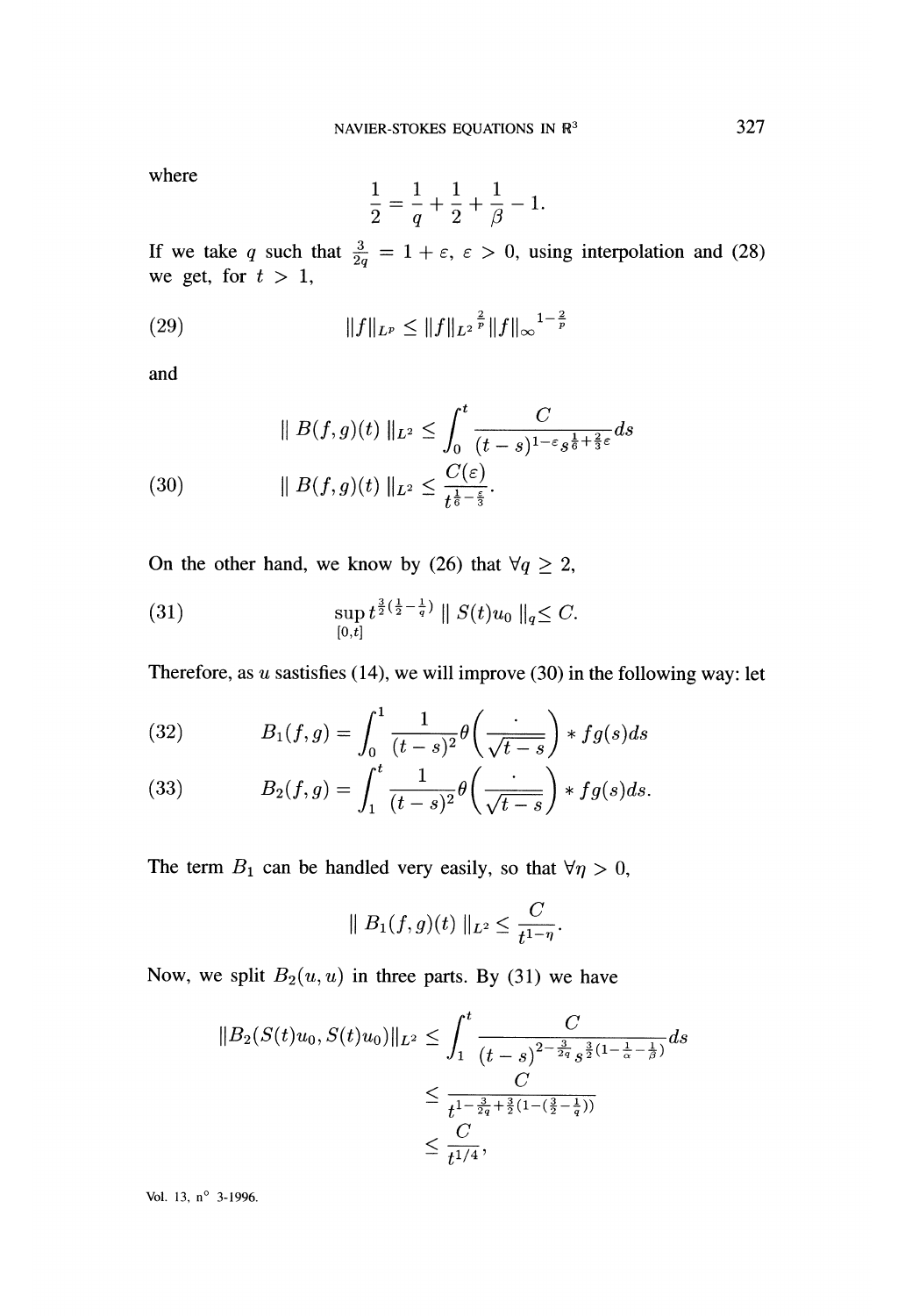where

$$\frac{1}{2} = \frac{1}{q} + \frac{1}{2} + \frac{1}{\beta} - 1.$$

If we take $q$ such that $\frac{3}{2q} = 1 + \varepsilon$, $\varepsilon > 0$, using interpolation and (28) we get, for $t > 1$,

$$\|f\|_{L^p} \leq \|f\|_{L^2}{}^{\frac{2}{p}} \|f\|_\infty{}^{1-\frac{2}{p}} \tag{29}$$

and

$$\| B(f,g)(t) \|_{L^2} \leq \int_0^t \frac{C}{(t-s)^{1-\varepsilon} s^{\frac{1}{6}+\frac{2}{3}\varepsilon}} ds$$

$$\| B(f,g)(t) \|_{L^2} \leq \frac{C(\varepsilon)}{t^{\frac{1}{6}-\frac{\varepsilon}{3}}}. \tag{30}$$

On the other hand, we know by (26) that $\forall q \geq 2$,

$$\sup_{[0,t]} t^{\frac{3}{2}(\frac{1}{2}-\frac{1}{q})} \| S(t)u_0 \|_q \leq C. \tag{31}$$

Therefore, as $u$ sastisfies (14), we will improve (30) in the following way: let

$$B_1(f,g) = \int_0^1 \frac{1}{(t-s)^2} \theta\left(\frac{\cdot}{\sqrt{t-s}}\right) * fg(s) ds \tag{32}$$

$$B_2(f,g) = \int_1^t \frac{1}{(t-s)^2} \theta\left(\frac{\cdot}{\sqrt{t-s}}\right) * fg(s) ds. \tag{33}$$

The term $B_1$ can be handled very easily, so that $\forall \eta > 0$,

$$\| B_1(f,g)(t) \|_{L^2} \leq \frac{C}{t^{1-\eta}}.$$

Now, we split $B_2(u,u)$ in three parts. By (31) we have

$$\begin{aligned}
\|B_2(S(t)u_0, S(t)u_0)\|_{L^2} &\leq \int_1^t \frac{C}{(t-s)^{2-\frac{3}{2q}} s^{\frac{3}{2}(1-\frac{1}{\alpha}-\frac{1}{\beta})}} ds \\
&\leq \frac{C}{t^{1-\frac{3}{2q}+\frac{3}{2}(1-(\frac{3}{2}-\frac{1}{q}))}} \\
&\leq \frac{C}{t^{1/4}},
\end{aligned}$$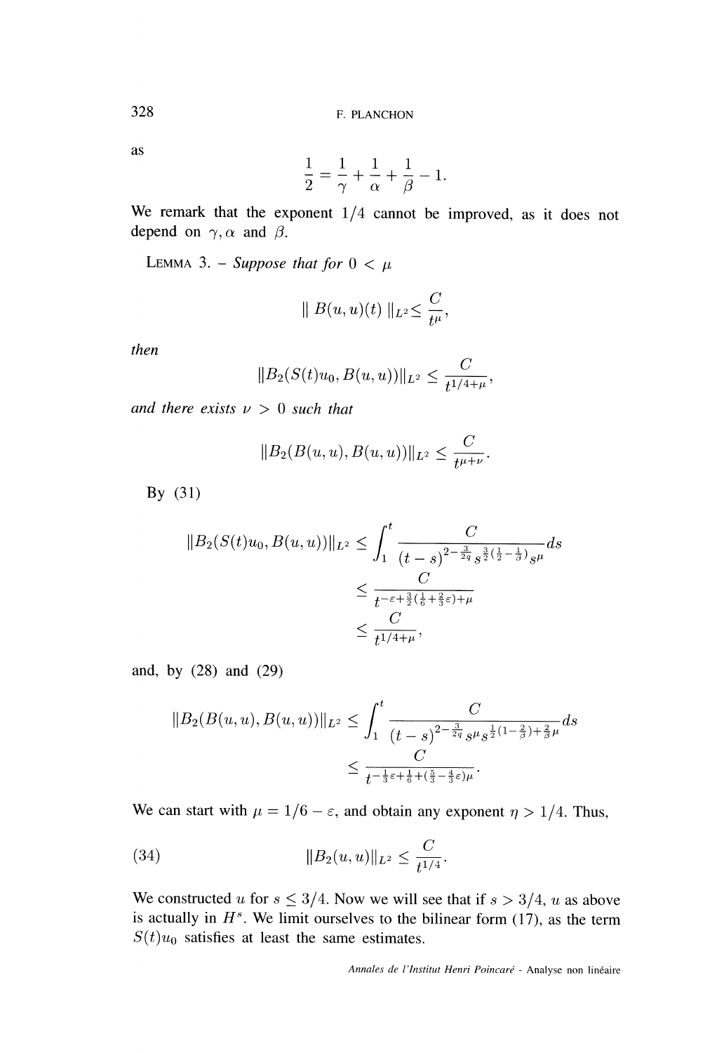as

$$\frac{1}{2} = \frac{1}{\gamma} + \frac{1}{\alpha} + \frac{1}{\beta} - 1.$$

We remark that the exponent $1/4$ cannot be improved, as it does not depend on $\gamma, \alpha$ and $\beta$.

LEMMA 3. – *Suppose that for* $0 < \mu$

$$\| B(u,u)(t) \|_{L^2} \leq \frac{C}{t^{\mu}},$$

*then*

$$\|B_2(S(t)u_0, B(u,u))\|_{L^2} \leq \frac{C}{t^{1/4+\mu}},$$

*and there exists* $\nu > 0$ *such that*

$$\|B_2(B(u,u), B(u,u))\|_{L^2} \leq \frac{C}{t^{\mu+\nu}}.$$

By (31)

$$\begin{aligned}
\|B_2(S(t)u_0, B(u,u))\|_{L^2} &\leq \int_1^t \frac{C}{(t-s)^{2-\frac{3}{2q}} s^{\frac{3}{2}(\frac{1}{2}-\frac{1}{\beta})} s^{\mu}} ds \\
&\leq \frac{C}{t^{-\varepsilon+\frac{3}{2}(\frac{1}{6}+\frac{2}{3}\varepsilon)+\mu}} \\
&\leq \frac{C}{t^{1/4+\mu}},
\end{aligned}$$

and, by (28) and (29)

$$\begin{aligned}
\|B_2(B(u,u), B(u,u))\|_{L^2} &\leq \int_1^t \frac{C}{(t-s)^{2-\frac{3}{2q}} s^{\mu} s^{\frac{1}{2}(1-\frac{2}{\beta})+\frac{2}{\beta}\mu}} ds \\
&\leq \frac{C}{t^{-\frac{1}{3}\varepsilon+\frac{1}{6}+(\frac{5}{3}-\frac{4}{3}\varepsilon)\mu}}.
\end{aligned}$$

We can start with $\mu = 1/6 - \varepsilon$, and obtain any exponent $\eta > 1/4$. Thus,

$$\|B_2(u,u)\|_{L^2} \leq \frac{C}{t^{1/4}}. \tag{34}$$

We constructed $u$ for $s \leq 3/4$. Now we will see that if $s > 3/4$, $u$ as above is actually in $H^s$. We limit ourselves to the bilinear form (17), as the term $S(t)u_0$ satisfies at least the same estimates.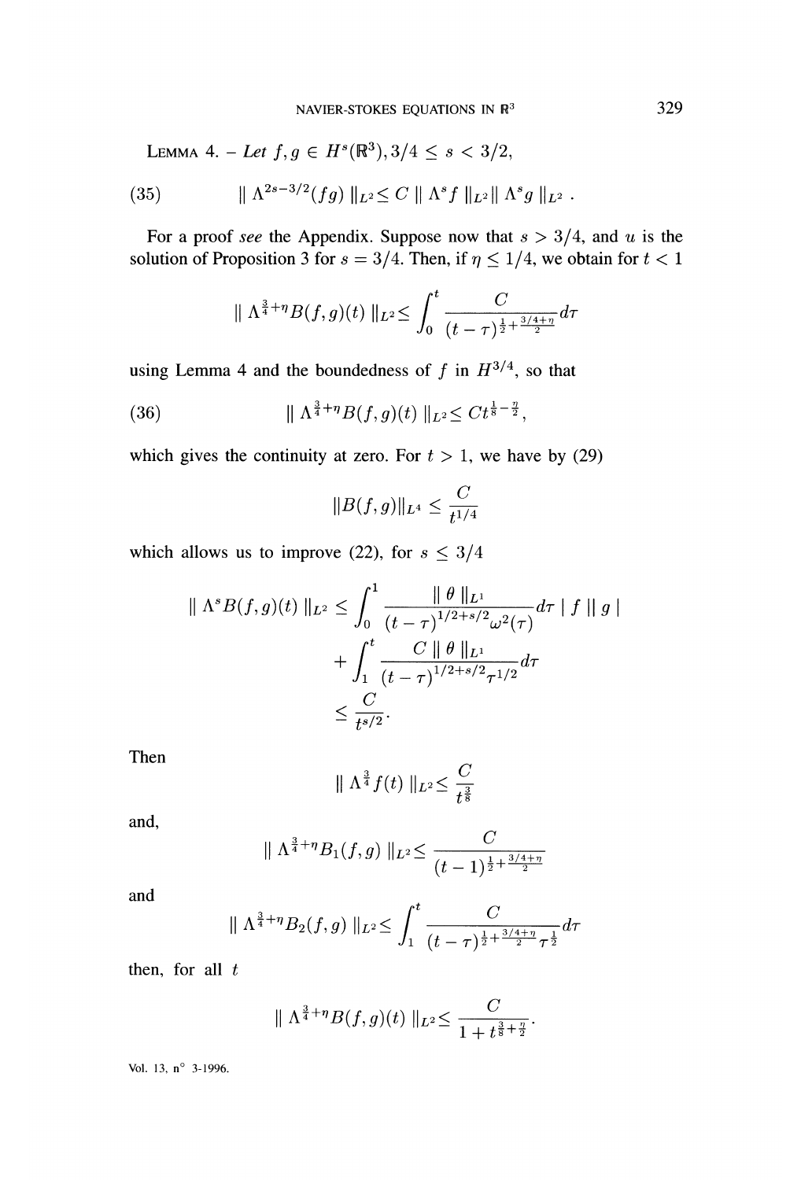LEMMA 4. – *Let* $f, g \in H^s(\mathbb{R}^3), 3/4 \leq s < 3/2$,

$$\| \Lambda^{2s-3/2}(fg) \|_{L^2} \leq C \| \Lambda^s f \|_{L^2} \| \Lambda^s g \|_{L^2} . \tag{35}$$

For a proof *see* the Appendix. Suppose now that $s > 3/4$, and $u$ is the solution of Proposition 3 for $s = 3/4$. Then, if $\eta \leq 1/4$, we obtain for $t < 1$

$$\| \Lambda^{\frac{3}{4}+\eta} B(f,g)(t) \|_{L^2} \leq \int_0^t \frac{C}{(t-\tau)^{\frac{1}{2}+\frac{3/4+\eta}{2}}} d\tau$$

using Lemma 4 and the boundedness of $f$ in $H^{3/4}$, so that

$$\| \Lambda^{\frac{3}{4}+\eta} B(f,g)(t) \|_{L^2} \leq C t^{\frac{1}{8}-\frac{\eta}{2}}, \tag{36}$$

which gives the continuity at zero. For $t > 1$, we have by (29)

$$\|B(f,g)\|_{L^4} \leq \frac{C}{t^{1/4}}$$

which allows us to improve (22), for $s \leq 3/4$

$$\begin{aligned}
\| \Lambda^s B(f,g)(t) \|_{L^2} &\leq \int_0^1 \frac{\| \theta \|_{L^1}}{(t-\tau)^{1/2+s/2} \omega^2(\tau)} d\tau \mid f \mid\mid g \mid \\
&+ \int_1^t \frac{C \| \theta \|_{L^1}}{(t-\tau)^{1/2+s/2} \tau^{1/2}} d\tau \\
&\leq \frac{C}{t^{s/2}}.
\end{aligned}$$

Then

$$\| \Lambda^{\frac{3}{4}} f(t) \|_{L^2} \leq \frac{C}{t^{\frac{3}{8}}}$$

and,

$$\| \Lambda^{\frac{3}{4}+\eta} B_1(f,g) \|_{L^2} \leq \frac{C}{(t-1)^{\frac{1}{2}+\frac{3/4+\eta}{2}}}$$

and

$$\| \Lambda^{\frac{3}{4}+\eta} B_2(f,g) \|_{L^2} \leq \int_1^t \frac{C}{(t-\tau)^{\frac{1}{2}+\frac{3/4+\eta}{2}} \tau^{\frac{1}{2}}} d\tau$$

then, for all $t$

$$\| \Lambda^{\frac{3}{4}+\eta} B(f,g)(t) \|_{L^2} \leq \frac{C}{1 + t^{\frac{3}{8}+\frac{\eta}{2}}}.$$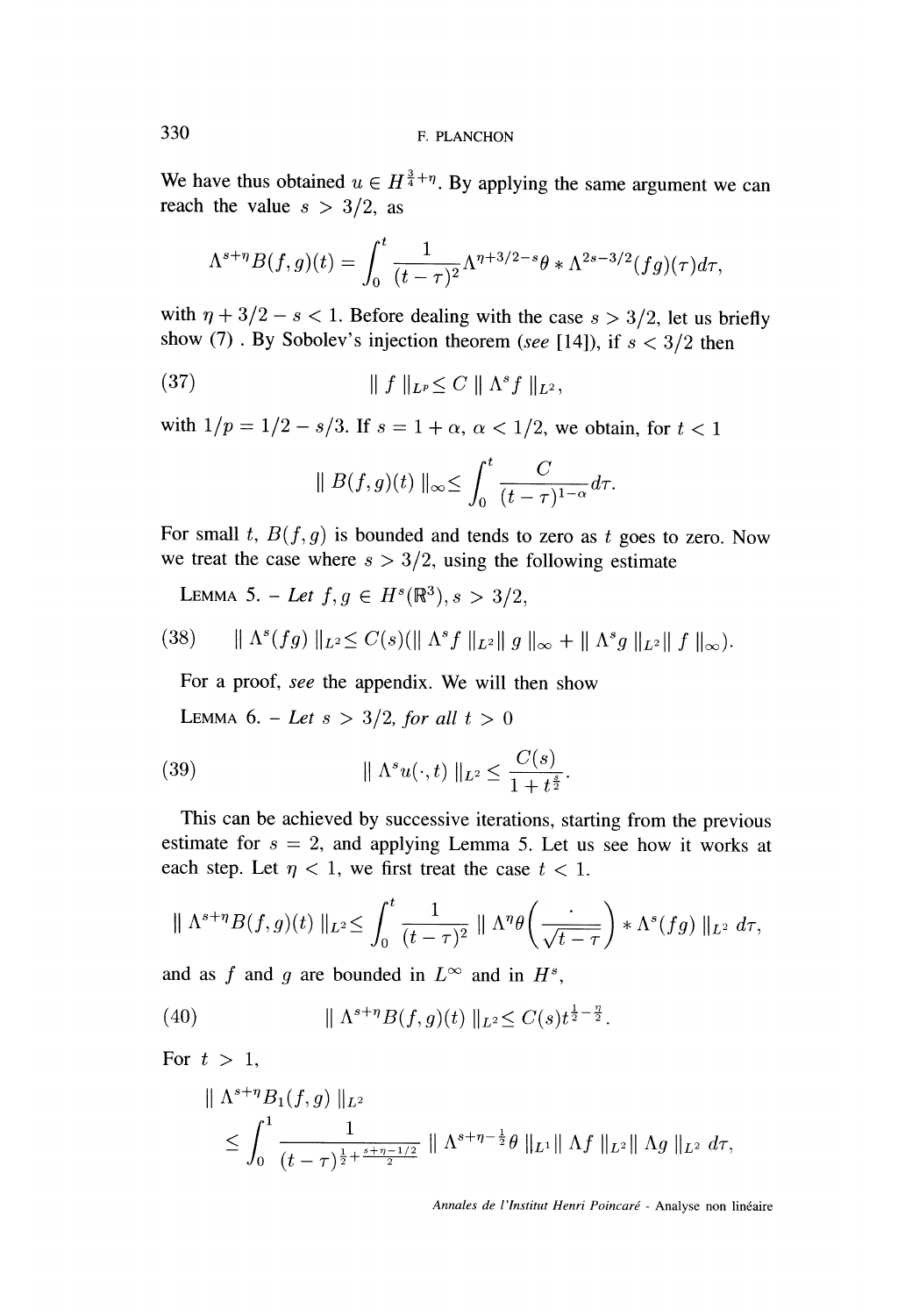We have thus obtained $u \in H^{\frac{3}{4}+\eta}$. By applying the same argument we can reach the value $s > 3/2$, as

$$\Lambda^{s+\eta} B(f,g)(t) = \int_0^t \frac{1}{(t-\tau)^2} \Lambda^{\eta+3/2-s}\theta * \Lambda^{2s-3/2}(fg)(\tau) d\tau,$$

with $\eta + 3/2 - s < 1$. Before dealing with the case $s > 3/2$, let us briefly show (7) . By Sobolev's injection theorem (*see* [14]), if $s < 3/2$ then

$$\| f \|_{L^p} \leq C \| \Lambda^s f \|_{L^2}, \tag{37}$$

with $1/p = 1/2 - s/3$. If $s = 1 + \alpha$, $\alpha < 1/2$, we obtain, for $t < 1$

$$\| B(f,g)(t) \|_\infty \leq \int_0^t \frac{C}{(t-\tau)^{1-\alpha}} d\tau.$$

For small $t$, $B(f,g)$ is bounded and tends to zero as $t$ goes to zero. Now we treat the case where $s > 3/2$, using the following estimate

LEMMA 5. – *Let* $f, g \in H^s(\mathbb{R}^3)$, $s > 3/2$,

$$\| \Lambda^s(fg) \|_{L^2} \leq C(s)(\| \Lambda^s f \|_{L^2} \| g \|_\infty + \| \Lambda^s g \|_{L^2} \| f \|_\infty). \tag{38}$$

For a proof, *see* the appendix. We will then show

LEMMA 6. – *Let* $s > 3/2$, *for all* $t > 0$

$$\| \Lambda^s u(\cdot,t) \|_{L^2} \leq \frac{C(s)}{1 + t^{\frac{s}{2}}}. \tag{39}$$

This can be achieved by successive iterations, starting from the previous estimate for $s = 2$, and applying Lemma 5. Let us see how it works at each step. Let $\eta < 1$, we first treat the case $t < 1$.

$$\| \Lambda^{s+\eta} B(f,g)(t) \|_{L^2} \leq \int_0^t \frac{1}{(t-\tau)^2} \| \Lambda^\eta \theta\left(\frac{\cdot}{\sqrt{t-\tau}}\right) * \Lambda^s(fg) \|_{L^2} d\tau,$$

and as $f$ and $g$ are bounded in $L^\infty$ and in $H^s$,

$$\| \Lambda^{s+\eta} B(f,g)(t) \|_{L^2} \leq C(s) t^{\frac{1}{2}-\frac{\eta}{2}}. \tag{40}$$

For $t > 1$,

$$\| \Lambda^{s+\eta} B_1(f,g) \|_{L^2} \leq \int_0^1 \frac{1}{(t-\tau)^{\frac{1}{2}+\frac{s+\eta-1/2}{2}}} \| \Lambda^{s+\eta-\frac{1}{2}} \theta \|_{L^1} \| \Lambda f \|_{L^2} \| \Lambda g \|_{L^2} d\tau,$$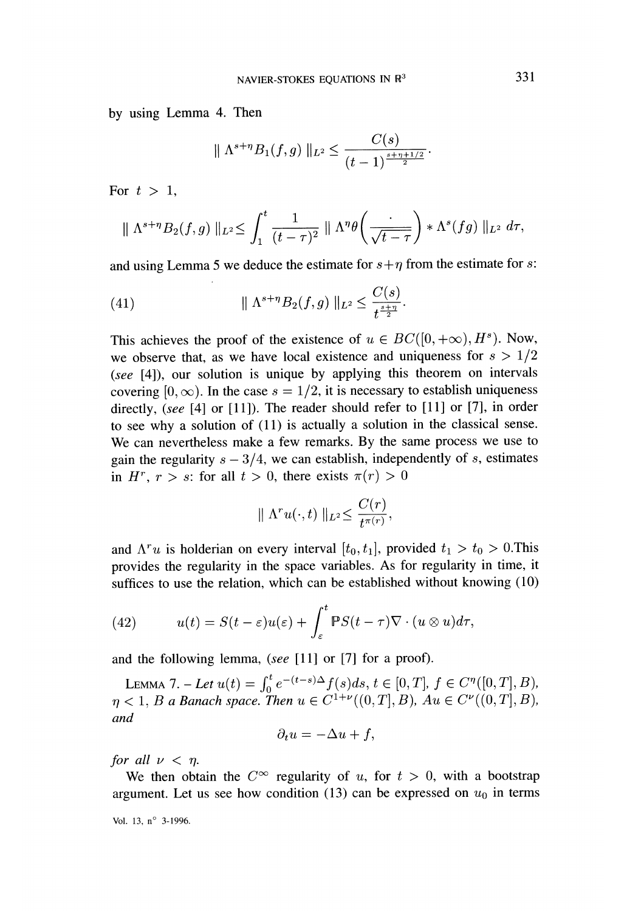by using Lemma 4. Then

$$\| \Lambda^{s+\eta} B_1(f,g) \|_{L^2} \leq \frac{C(s)}{(t-1)^{\frac{s+\eta+1/2}{2}}}.$$

For $t > 1$,

$$\| \Lambda^{s+\eta} B_2(f,g) \|_{L^2} \leq \int_1^t \frac{1}{(t-\tau)^2} \| \Lambda^\eta \theta\left(\frac{\cdot}{\sqrt{t-\tau}}\right) * \Lambda^s(fg) \|_{L^2} \, d\tau,$$

and using Lemma 5 we deduce the estimate for $s+\eta$ from the estimate for $s$:

$$\| \Lambda^{s+\eta} B_2(f,g) \|_{L^2} \leq \frac{C(s)}{t^{\frac{s+\eta}{2}}}. \tag{41}$$

This achieves the proof of the existence of $u \in BC([0,+\infty), H^s)$. Now, we observe that, as we have local existence and uniqueness for $s > 1/2$ (*see* [4]), our solution is unique by applying this theorem on intervals covering $[0,\infty)$. In the case $s = 1/2$, it is necessary to establish uniqueness directly, (*see* [4] or [11]). The reader should refer to [11] or [7], in order to see why a solution of (11) is actually a solution in the classical sense. We can nevertheless make a few remarks. By the same process we use to gain the regularity $s - 3/4$, we can establish, independently of $s$, estimates in $H^r$, $r > s$: for all $t > 0$, there exists $\pi(r) > 0$

$$\| \Lambda^r u(\cdot,t) \|_{L^2} \leq \frac{C(r)}{t^{\pi(r)}},$$

and $\Lambda^r u$ is holderian on every interval $[t_0, t_1]$, provided $t_1 > t_0 > 0$.This provides the regularity in the space variables. As for regularity in time, it suffices to use the relation, which can be established without knowing (10)

$$u(t) = S(t-\varepsilon)u(\varepsilon) + \int_\varepsilon^t \mathbb{P}S(t-\tau)\nabla \cdot (u \otimes u) d\tau, \tag{42}$$

and the following lemma, (*see* [11] or [7] for a proof).

LEMMA 7. – *Let* $u(t) = \int_0^t e^{-(t-s)\Delta} f(s) ds$, $t \in [0,T]$, $f \in C^\eta([0,T], B)$, $\eta < 1$, *B a Banach space. Then* $u \in C^{1+\nu}((0,T], B)$, $Au \in C^\nu((0,T], B)$, *and*

$$\partial_t u = -\Delta u + f,$$

*for all* $\nu < \eta$.

We then obtain the $C^\infty$ regularity of $u$, for $t > 0$, with a bootstrap argument. Let us see how condition (13) can be expressed on $u_0$ in terms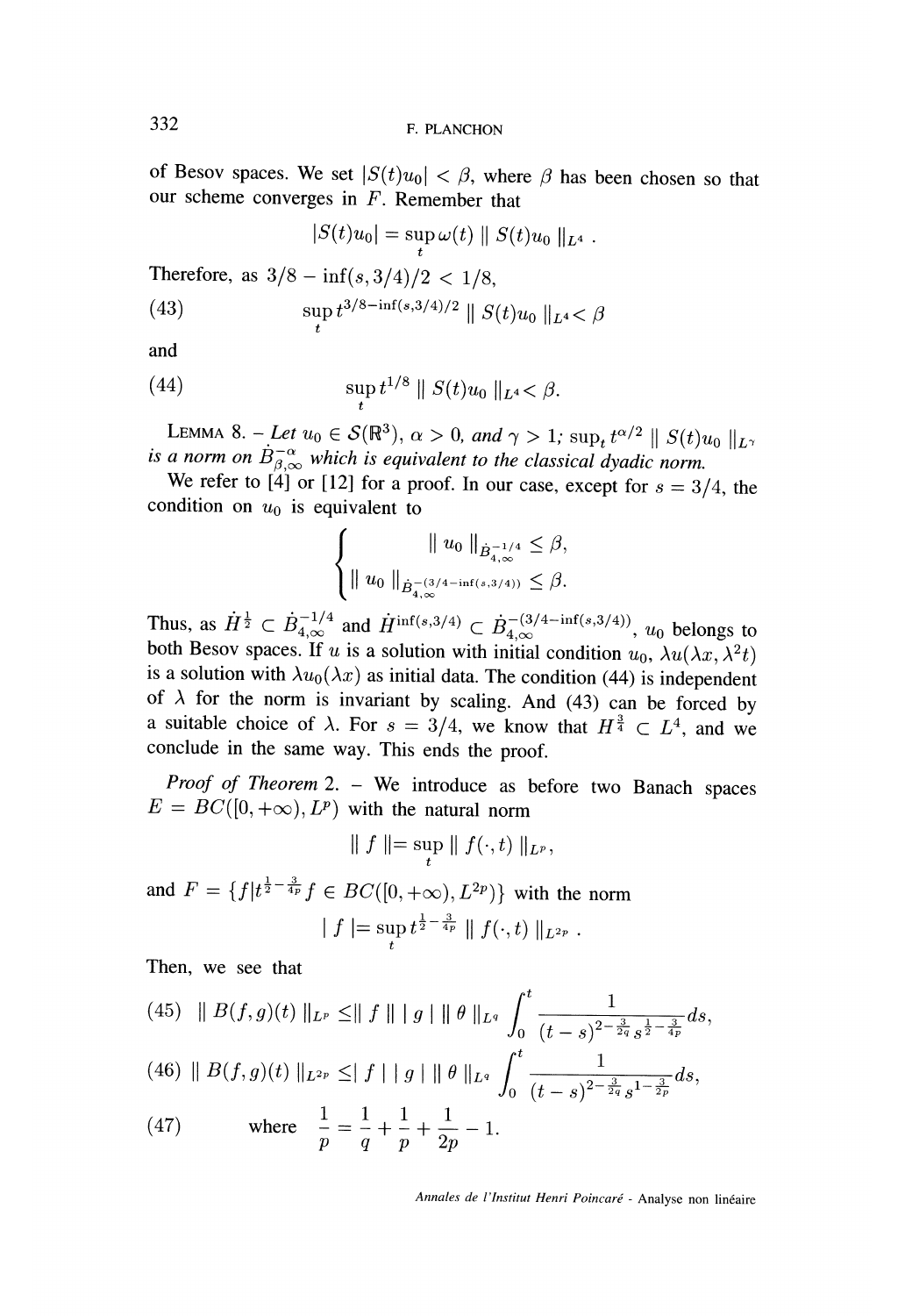of Besov spaces. We set $|S(t)u_0| < \beta$, where $\beta$ has been chosen so that our scheme converges in $F$. Remember that

$$|S(t)u_0| = \sup_t \omega(t) \parallel S(t)u_0 \parallel_{L^4}.$$

Therefore, as $3/8 - \inf(s, 3/4)/2 < 1/8$,

$$\sup_t t^{3/8 - \inf(s,3/4)/2} \parallel S(t)u_0 \parallel_{L^4} < \beta \tag{43}$$

and

$$\sup_t t^{1/8} \parallel S(t)u_0 \parallel_{L^4} < \beta. \tag{44}$$

LEMMA 8. – *Let $u_0 \in \mathcal{S}(\mathbb{R}^3)$, $\alpha > 0$, and $\gamma > 1$; $\sup_t t^{\alpha/2} \parallel S(t)u_0 \parallel_{L^\gamma}$ is a norm on $\dot{B}^{-\alpha}_{\beta,\infty}$ which is equivalent to the classical dyadic norm.*

We refer to [4] or [12] for a proof. In our case, except for $s = 3/4$, the condition on $u_0$ is equivalent to

$$\begin{cases} \parallel u_0 \parallel_{\dot{B}^{-1/4}_{4,\infty}} \leq \beta, \\ \parallel u_0 \parallel_{\dot{B}^{-(3/4 - \inf(s,3/4))}_{4,\infty}} \leq \beta. \end{cases}$$

Thus, as $\dot{H}^{\frac{1}{2}} \subset \dot{B}^{-1/4}_{4,\infty}$ and $\dot{H}^{\inf(s,3/4)} \subset \dot{B}^{-(3/4-\inf(s,3/4))}_{4,\infty}$, $u_0$ belongs to both Besov spaces. If $u$ is a solution with initial condition $u_0$, $\lambda u(\lambda x, \lambda^2 t)$ is a solution with $\lambda u_0(\lambda x)$ as initial data. The condition (44) is independent of $\lambda$ for the norm is invariant by scaling. And (43) can be forced by a suitable choice of $\lambda$. For $s = 3/4$, we know that $H^{\frac{3}{4}} \subset L^4$, and we conclude in the same way. This ends the proof.

*Proof of Theorem* 2. – We introduce as before two Banach spaces $E = BC([0, +\infty), L^p)$ with the natural norm

$$\parallel f \parallel = \sup_t \parallel f(\cdot, t) \parallel_{L^p},$$

and $F = \{f | t^{\frac{1}{2} - \frac{3}{4p}} f \in BC([0, +\infty), L^{2p})\}$ with the norm

$$| f | = \sup_t t^{\frac{1}{2} - \frac{3}{4p}} \parallel f(\cdot, t) \parallel_{L^{2p}}.$$

Then, we see that

$$\parallel B(f,g)(t) \parallel_{L^p} \leq \parallel f \parallel | g | \parallel \theta \parallel_{L^q} \int_0^t \frac{1}{(t-s)^{2 - \frac{3}{2q}} s^{\frac{1}{2} - \frac{3}{4p}}} ds, \tag{45}$$

$$\parallel B(f,g)(t) \parallel_{L^{2p}} \leq | f | | g | \parallel \theta \parallel_{L^q} \int_0^t \frac{1}{(t-s)^{2 - \frac{3}{2q}} s^{1 - \frac{3}{2p}}} ds, \tag{46}$$

$$\text{where } \frac{1}{p} = \frac{1}{q} + \frac{1}{p} + \frac{1}{2p} - 1. \tag{47}$$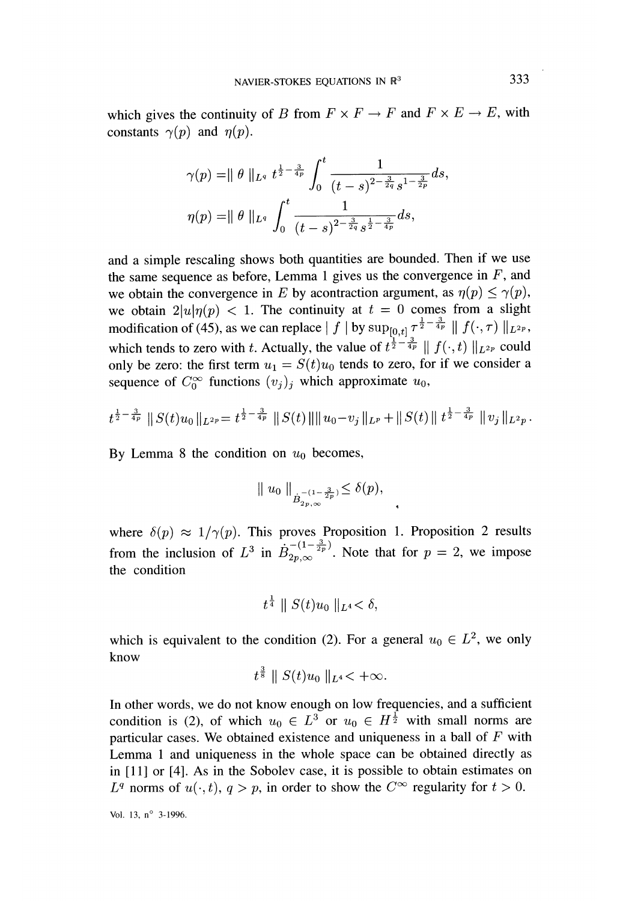which gives the continuity of $B$ from $F \times F \to F$ and $F \times E \to E$, with constants $\gamma(p)$ and $\eta(p)$.

$$\gamma(p) = \| \theta \|_{L^q} t^{\frac{1}{2}-\frac{3}{4p}} \int_0^t \frac{1}{(t-s)^{2-\frac{3}{2q}} s^{1-\frac{3}{2p}}} ds,$$

$$\eta(p) = \| \theta \|_{L^q} \int_0^t \frac{1}{(t-s)^{2-\frac{3}{2q}} s^{\frac{1}{2}-\frac{3}{4p}}} ds,$$

and a simple rescaling shows both quantities are bounded. Then if we use the same sequence as before, Lemma 1 gives us the convergence in $F$, and we obtain the convergence in $E$ by acontraction argument, as $\eta(p) \leq \gamma(p)$, we obtain $2|u|\eta(p) < 1$. The continuity at $t = 0$ comes from a slight modification of (45), as we can replace $| f |$ by $\sup_{[0,t]} \tau^{\frac{1}{2}-\frac{3}{4p}} \| f(\cdot, \tau) \|_{L^{2p}}$, which tends to zero with $t$. Actually, the value of $t^{\frac{1}{2}-\frac{3}{4p}} \| f(\cdot, t) \|_{L^{2p}}$ could only be zero: the first term $u_1 = S(t)u_0$ tends to zero, for if we consider a sequence of $C_0^\infty$ functions $(v_j)_j$ which approximate $u_0$,

$$t^{\frac{1}{2}-\frac{3}{4p}} \| S(t)u_0 \|_{L^{2p}} = t^{\frac{1}{2}-\frac{3}{4p}} \| S(t) \| \| u_0 - v_j \|_{L^p} + \| S(t) \| \, t^{\frac{1}{2}-\frac{3}{4p}} \| v_j \|_{L^{2p}}.$$

By Lemma 8 the condition on $u_0$ becomes,

$$\| u_0 \|_{\dot{B}_{2p,\infty}^{-(1-\frac{3}{2p})}} \leq \delta(p),$$

where $\delta(p) \approx 1/\gamma(p)$. This proves Proposition 1. Proposition 2 results from the inclusion of $L^3$ in $\dot{B}_{2p,\infty}^{-(1-\frac{3}{2p})}$. Note that for $p = 2$, we impose the condition

$$t^{\frac{1}{4}} \| S(t)u_0 \|_{L^4} < \delta,$$

which is equivalent to the condition (2). For a general $u_0 \in L^2$, we only know

$$t^{\frac{3}{8}} \| S(t)u_0 \|_{L^4} < +\infty.$$

In other words, we do not know enough on low frequencies, and a sufficient condition is (2), of which $u_0 \in L^3$ or $u_0 \in H^{\frac{1}{2}}$ with small norms are particular cases. We obtained existence and uniqueness in a ball of $F$ with Lemma 1 and uniqueness in the whole space can be obtained directly as in [11] or [4]. As in the Sobolev case, it is possible to obtain estimates on $L^q$ norms of $u(\cdot, t)$, $q > p$, in order to show the $C^\infty$ regularity for $t > 0$.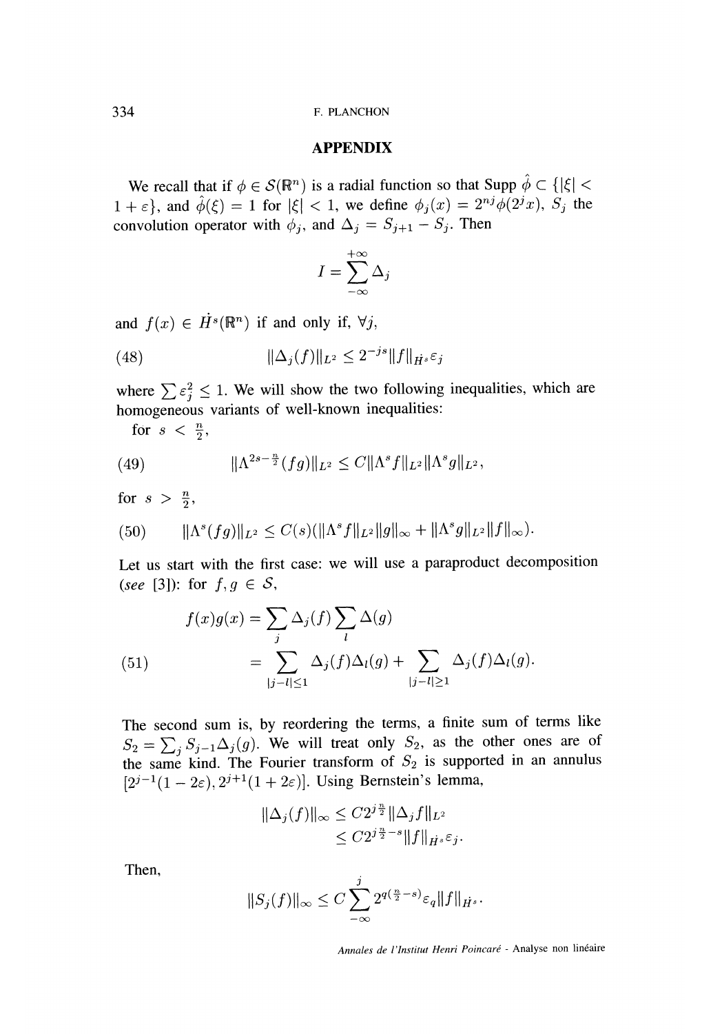## APPENDIX

We recall that if $\phi \in \mathcal{S}(\mathbb{R}^n)$ is a radial function so that Supp $\hat{\phi} \subset \{|\xi| < 1 + \varepsilon\}$, and $\hat{\phi}(\xi) = 1$ for $|\xi| < 1$, we define $\phi_j(x) = 2^{nj}\phi(2^j x)$, $S_j$ the convolution operator with $\phi_j$, and $\Delta_j = S_{j+1} - S_j$. Then

$$I = \sum_{-\infty}^{+\infty} \Delta_j$$

and $f(x) \in \dot{H}^s(\mathbb{R}^n)$ if and only if, $\forall j$,

$$\|\Delta_j(f)\|_{L^2} \leq 2^{-js}\|f\|_{\dot{H}^s}\varepsilon_j \tag{48}$$

where $\sum \varepsilon_j^2 \leq 1$. We will show the two following inequalities, which are homogeneous variants of well-known inequalities:

for $s < \frac{n}{2}$,

$$\|\Lambda^{2s-\frac{n}{2}}(fg)\|_{L^2} \leq C\|\Lambda^s f\|_{L^2}\|\Lambda^s g\|_{L^2}, \tag{49}$$

for $s > \frac{n}{2}$,

$$\|\Lambda^s(fg)\|_{L^2} \leq C(s)(\|\Lambda^s f\|_{L^2}\|g\|_\infty + \|\Lambda^s g\|_{L^2}\|f\|_\infty). \tag{50}$$

Let us start with the first case: we will use a paraproduct decomposition (*see* [3]): for $f, g \in \mathcal{S}$,

$$\begin{aligned} f(x)g(x) &= \sum_j \Delta_j(f) \sum_l \Delta(g) \\ &= \sum_{|j-l|\leq 1} \Delta_j(f)\Delta_l(g) + \sum_{|j-l|\geq 1} \Delta_j(f)\Delta_l(g). \end{aligned} \tag{51}$$

The second sum is, by reordering the terms, a finite sum of terms like $S_2 = \sum_j S_{j-1}\Delta_j(g)$. We will treat only $S_2$, as the other ones are of the same kind. The Fourier transform of $S_2$ is supported in an annulus $[2^{j-1}(1-2\varepsilon), 2^{j+1}(1+2\varepsilon)]$. Using Bernstein's lemma,

$$\begin{aligned} \|\Delta_j(f)\|_\infty &\leq C2^{j\frac{n}{2}}\|\Delta_j f\|_{L^2} \\ &\leq C2^{j\frac{n}{2}-s}\|f\|_{\dot{H}^s}\varepsilon_j. \end{aligned}$$

Then,

$$\|S_j(f)\|_\infty \leq C\sum_{-\infty}^{j} 2^{q(\frac{n}{2}-s)}\varepsilon_q\|f\|_{\dot{H}^s}.$$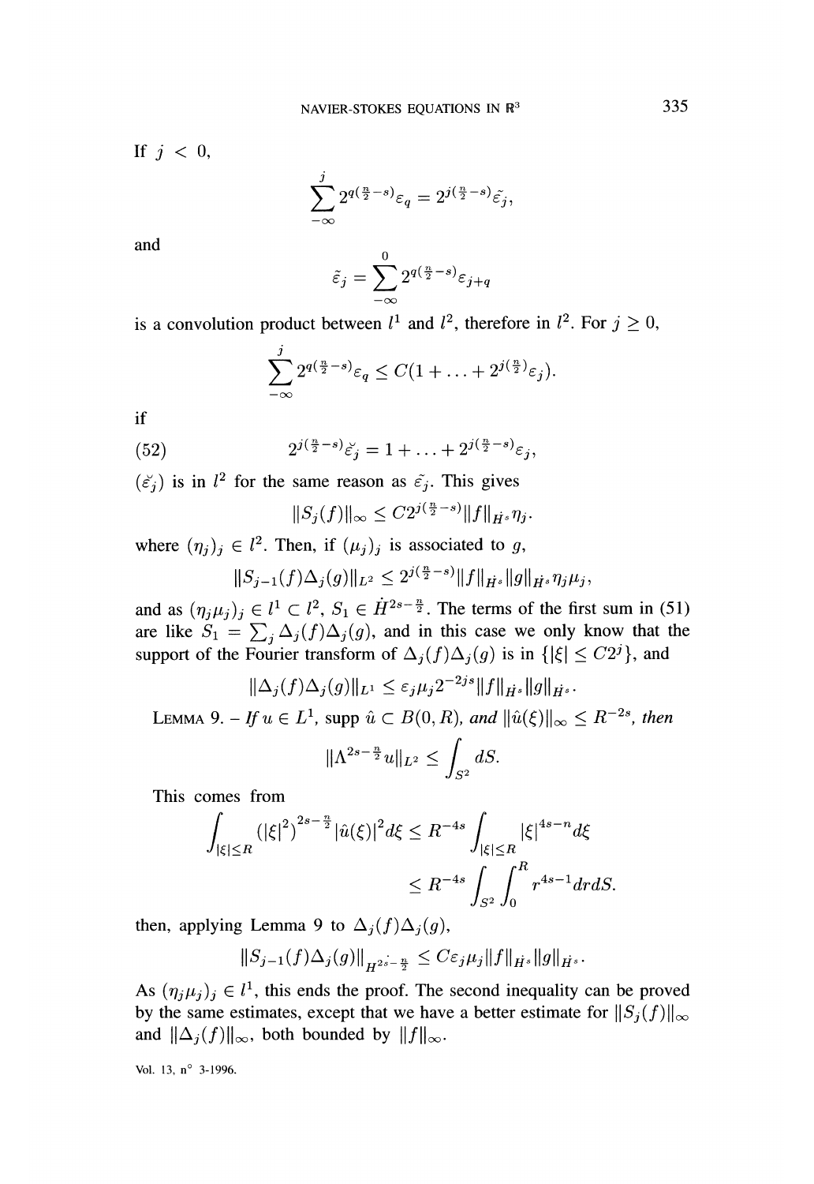If $j < 0$,

$$\sum_{-\infty}^{j} 2^{q(\frac{n}{2}-s)} \varepsilon_q = 2^{j(\frac{n}{2}-s)} \tilde{\varepsilon_j},$$

and

$$\tilde{\varepsilon_j} = \sum_{-\infty}^{0} 2^{q(\frac{n}{2}-s)} \varepsilon_{j+q}$$

is a convolution product between $l^1$ and $l^2$, therefore in $l^2$. For $j \geq 0$,

$$\sum_{-\infty}^{j} 2^{q(\frac{n}{2}-s)} \varepsilon_q \leq C(1 + \ldots + 2^{j(\frac{n}{2})} \varepsilon_j).$$

if

$$(52) \qquad 2^{j(\frac{n}{2}-s)} \check{\varepsilon_j} = 1 + \ldots + 2^{j(\frac{n}{2}-s)} \varepsilon_j,$$

$(\check{\varepsilon_j})$ is in $l^2$ for the same reason as $\tilde{\varepsilon_j}$. This gives

$$\|S_j(f)\|_\infty \leq C 2^{j(\frac{n}{2}-s)} \|f\|_{\dot{H}^s} \eta_j.$$

where $(\eta_j)_j \in l^2$. Then, if $(\mu_j)_j$ is associated to $g$,

$$\|S_{j-1}(f) \Delta_j(g)\|_{L^2} \leq 2^{j(\frac{n}{2}-s)} \|f\|_{\dot{H}^s} \|g\|_{\dot{H}^s} \eta_j \mu_j,$$

and as $(\eta_j \mu_j)_j \in l^1 \subset l^2$, $S_1 \in \dot{H}^{2s-\frac{n}{2}}$. The terms of the first sum in (51) are like $S_1 = \sum_j \Delta_j(f) \Delta_j(g)$, and in this case we only know that the support of the Fourier transform of $\Delta_j(f)\Delta_j(g)$ is in $\{|\xi| \leq C2^j\}$, and

$$\|\Delta_j(f) \Delta_j(g)\|_{L^1} \leq \varepsilon_j \mu_j 2^{-2js} \|f\|_{\dot{H}^s} \|g\|_{\dot{H}^s}.$$

LEMMA 9. – *If $u \in L^1$, supp $\hat{u} \subset B(0, R)$, and $\|\hat{u}(\xi)\|_\infty \leq R^{-2s}$, then*

$$\|\Lambda^{2s-\frac{n}{2}} u\|_{L^2} \leq \int_{S^2} dS.$$

This comes from

$$\int_{|\xi| \leq R} (|\xi|^2)^{2s-\frac{n}{2}} |\hat{u}(\xi)|^2 d\xi \leq R^{-4s} \int_{|\xi| \leq R} |\xi|^{4s-n} d\xi$$

$$\leq R^{-4s} \int_{S^2} \int_0^R r^{4s-1} dr dS.$$

then, applying Lemma 9 to $\Delta_j(f)\Delta_j(g)$,

$$\|S_{j-1}(f) \Delta_j(g)\|_{\dot{H}^{2s-\frac{n}{2}}} \leq C \varepsilon_j \mu_j \|f\|_{\dot{H}^s} \|g\|_{\dot{H}^s}.$$

As $(\eta_j \mu_j)_j \in l^1$, this ends the proof. The second inequality can be proved by the same estimates, except that we have a better estimate for $\|S_j(f)\|_\infty$ and $\|\Delta_j(f)\|_\infty$, both bounded by $\|f\|_\infty$.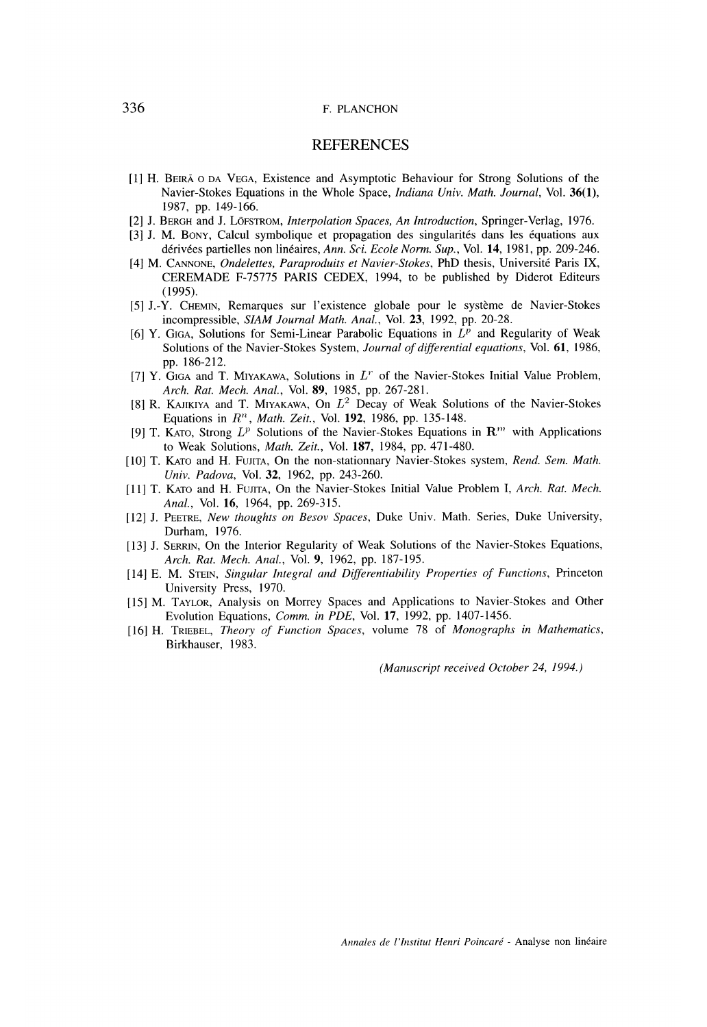## REFERENCES

[1] H. Beirã o da Vega, Existence and Asymptotic Behaviour for Strong Solutions of the Navier-Stokes Equations in the Whole Space, *Indiana Univ. Math. Journal*, Vol. **36(1)**, 1987, pp. 149-166.

[2] J. Bergh and J. Löfstrom, *Interpolation Spaces, An Introduction*, Springer-Verlag, 1976.

[3] J. M. Bony, Calcul symbolique et propagation des singularités dans les équations aux dérivées partielles non linéaires, *Ann. Sci. Ecole Norm. Sup.*, Vol. **14**, 1981, pp. 209-246.

[4] M. Cannone, *Ondelettes, Paraproduits et Navier-Stokes*, PhD thesis, Université Paris IX, CEREMADE F-75775 PARIS CEDEX, 1994, to be published by Diderot Editeurs (1995).

[5] J.-Y. Chemin, Remarques sur l'existence globale pour le système de Navier-Stokes incompressible, *SIAM Journal Math. Anal.*, Vol. **23**, 1992, pp. 20-28.

[6] Y. Giga, Solutions for Semi-Linear Parabolic Equations in $L^p$ and Regularity of Weak Solutions of the Navier-Stokes System, *Journal of differential equations*, Vol. **61**, 1986, pp. 186-212.

[7] Y. Giga and T. Miyakawa, Solutions in $L^r$ of the Navier-Stokes Initial Value Problem, *Arch. Rat. Mech. Anal.*, Vol. **89**, 1985, pp. 267-281.

[8] R. Kajikiya and T. Miyakawa, On $L^2$ Decay of Weak Solutions of the Navier-Stokes Equations in $R^n$, *Math. Zeit.*, Vol. **192**, 1986, pp. 135-148.

[9] T. Kato, Strong $L^p$ Solutions of the Navier-Stokes Equations in $\mathbf{R}^m$ with Applications to Weak Solutions, *Math. Zeit.*, Vol. **187**, 1984, pp. 471-480.

[10] T. Kato and H. Fujita, On the non-stationnary Navier-Stokes system, *Rend. Sem. Math. Univ. Padova*, Vol. **32**, 1962, pp. 243-260.

[11] T. Kato and H. Fujita, On the Navier-Stokes Initial Value Problem I, *Arch. Rat. Mech. Anal.*, Vol. **16**, 1964, pp. 269-315.

[12] J. Peetre, *New thoughts on Besov Spaces*, Duke Univ. Math. Series, Duke University, Durham, 1976.

[13] J. Serrin, On the Interior Regularity of Weak Solutions of the Navier-Stokes Equations, *Arch. Rat. Mech. Anal.*, Vol. **9**, 1962, pp. 187-195.

[14] E. M. Stein, *Singular Integral and Differentiability Properties of Functions*, Princeton University Press, 1970.

[15] M. Taylor, Analysis on Morrey Spaces and Applications to Navier-Stokes and Other Evolution Equations, *Comm. in PDE*, Vol. **17**, 1992, pp. 1407-1456.

[16] H. Triebel, *Theory of Function Spaces*, volume 78 of *Monographs in Mathematics*, Birkhauser, 1983.

*(Manuscript received October 24, 1994.)*